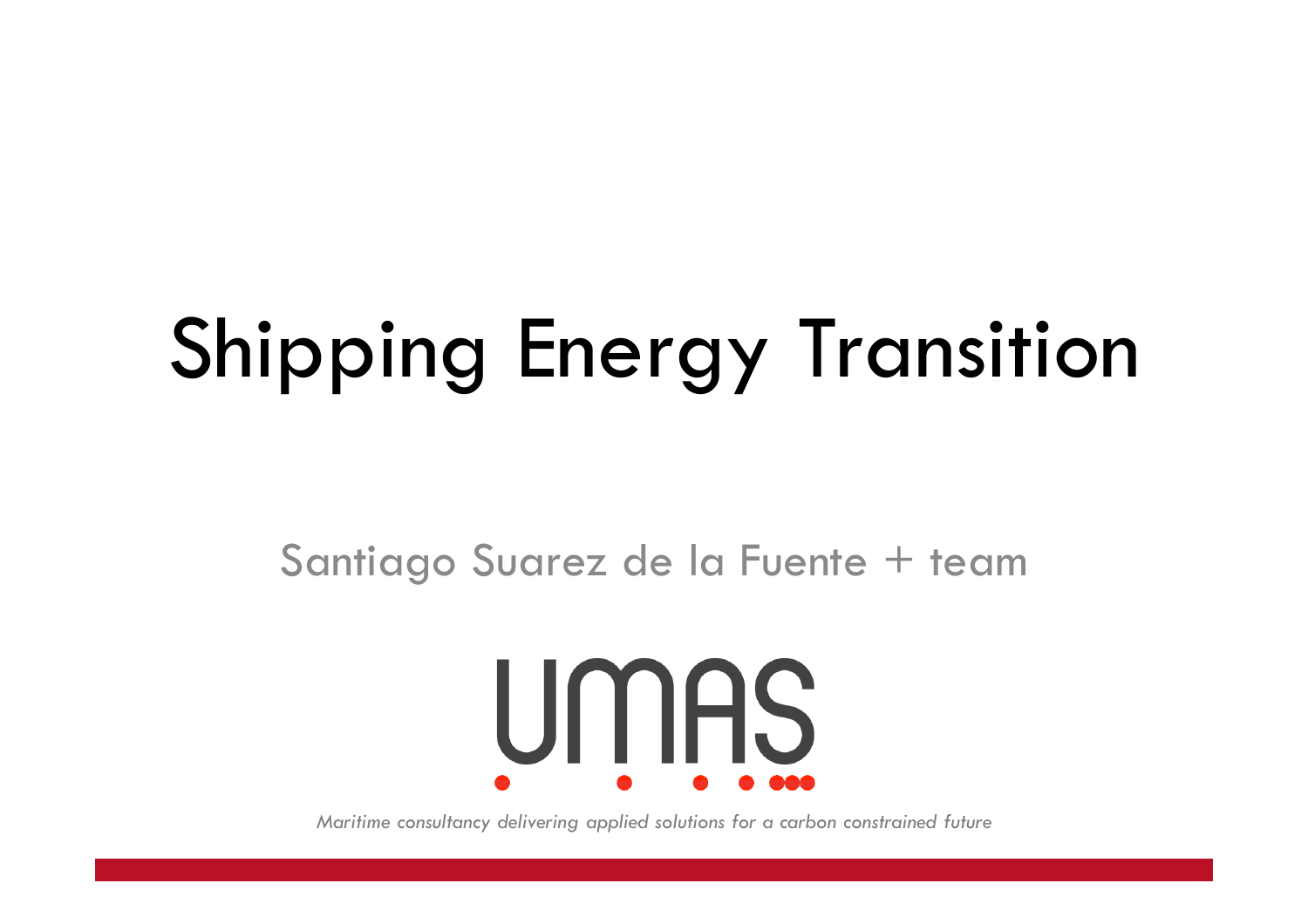# Shipping Energy Transition

Santiago Suarez de la Fuente + team

UMAS

*Maritime consultancy delivering applied solutions for a carbon constrained future*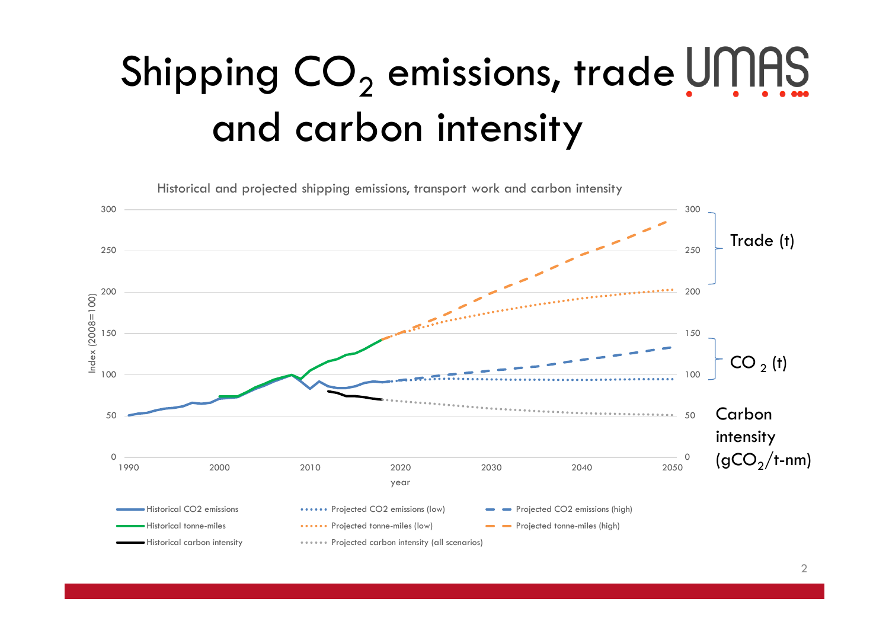# Shipping $CO_2$ emissions, trade and carbon intensity

UMAS

Historical and projected shipping emissions, transport work and carbon intensity

Index (2008=100)

300
250
200
150
100
50
0

1990 2000 2010 2020 2030 2040 2050

year

Trade (t)

$CO_2$ (t)

Carbon intensity ($gCO_2$/t-nm)

- Historical CO2 emissions
- Projected CO2 emissions (low)
- Projected CO2 emissions (high)
- Historical tonne-miles
- Projected tonne-miles (low)
- Projected tonne-miles (high)
- Historical carbon intensity
- Projected carbon intensity (all scenarios)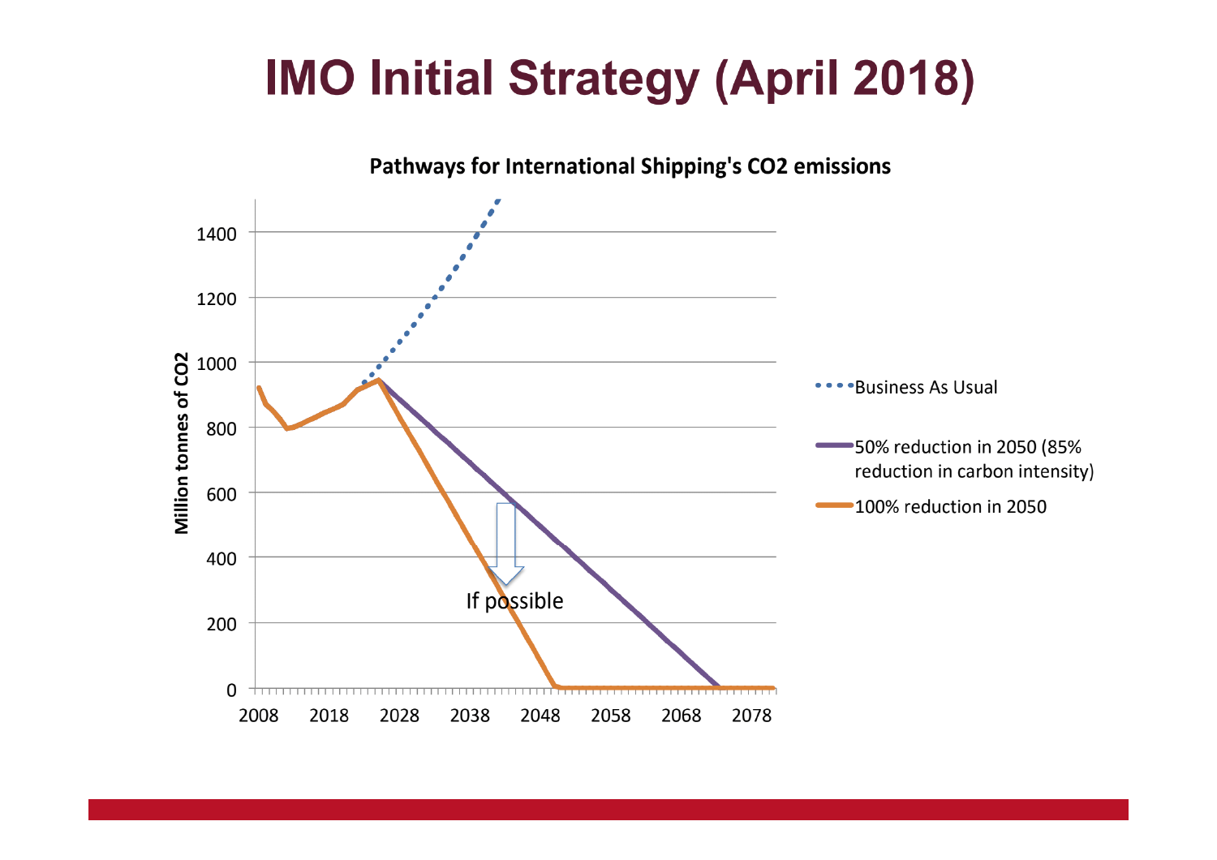# IMO Initial Strategy (April 2018)

**Pathways for International Shipping's $CO_2$ emissions**

Million tonnes of $CO_2$

1400
1200
1000
800
600
400
200
0

2008 2018 2028 2038 2048 2058 2068 2078

If possible

- Business As Usual
- 50% reduction in 2050 (85% reduction in carbon intensity)
- 100% reduction in 2050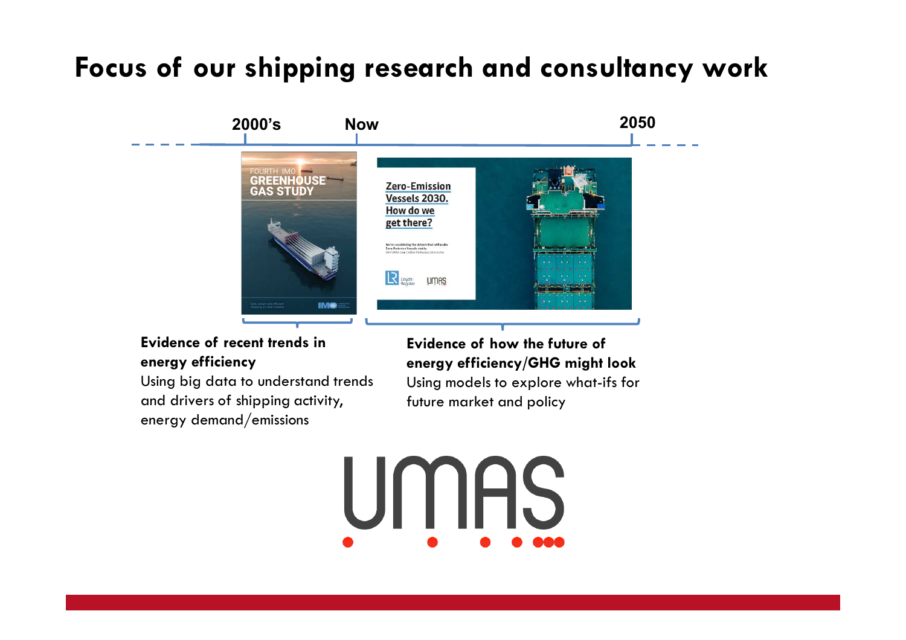# Focus of our shipping research and consultancy work

2000's — Now — 2050

**Evidence of recent trends in energy efficiency**
Using big data to understand trends and drivers of shipping activity, energy demand/emissions

**Evidence of how the future of energy efficiency/GHG might look**
Using models to explore what-ifs for future market and policy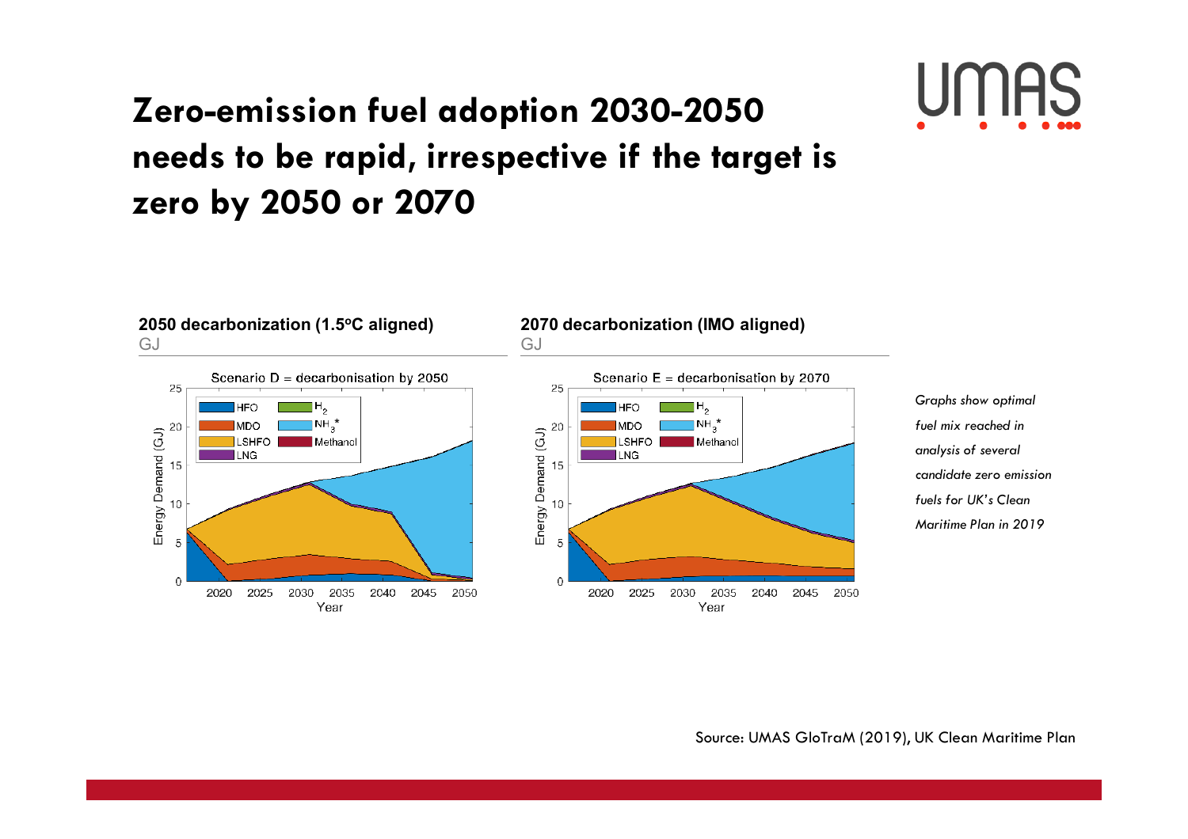# Zero-emission fuel adoption 2030-2050 needs to be rapid, irrespective if the target is zero by 2050 or 2070

**2050 decarbonization (1.5°C aligned)**
GJ

**2070 decarbonization (IMO aligned)**
GJ

*Graphs show optimal fuel mix reached in analysis of several candidate zero emission fuels for UK's Clean Maritime Plan in 2019*

Source: UMAS GloTraM (2019), UK Clean Maritime Plan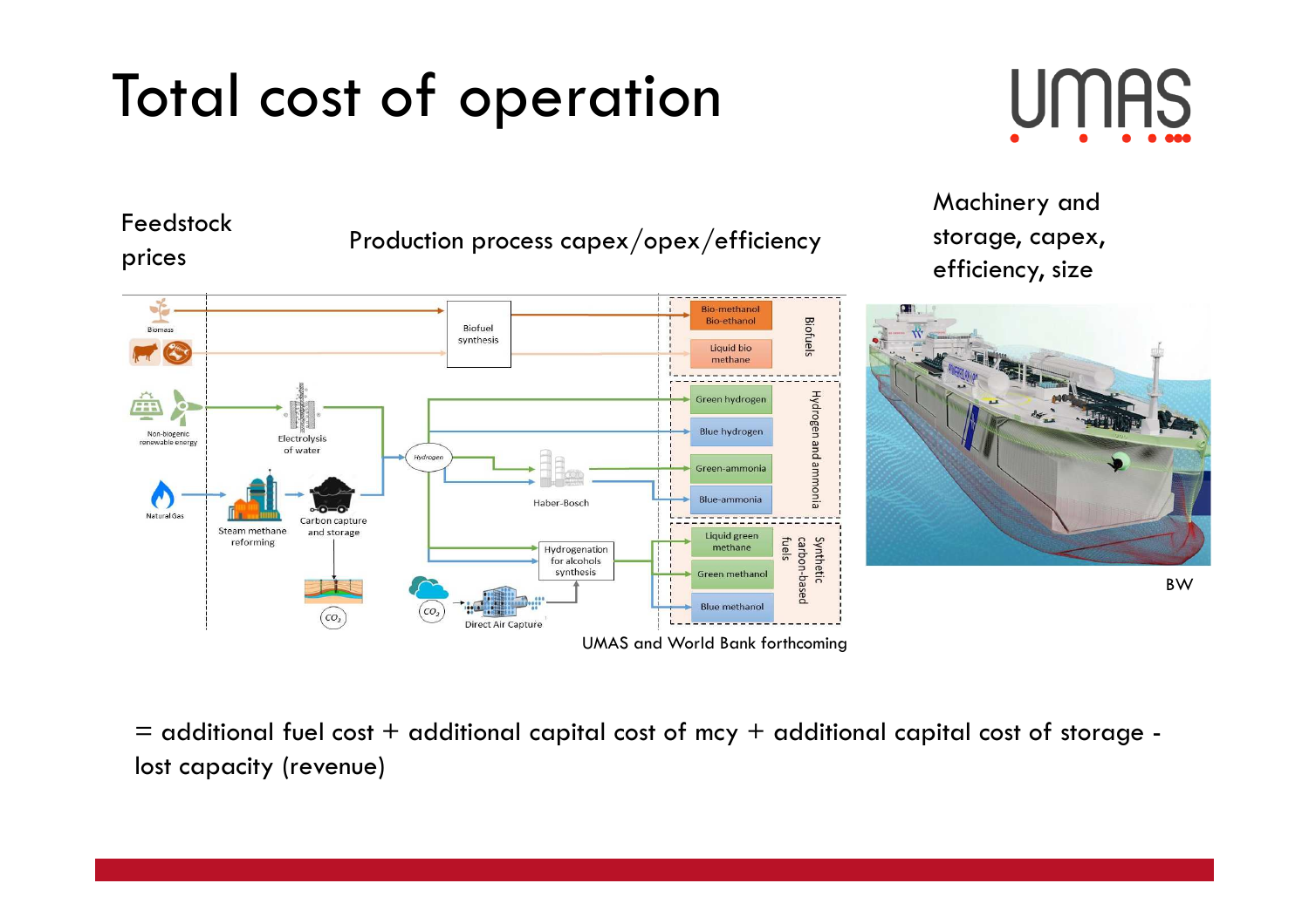# Total cost of operation

Feedstock prices

Production process capex/opex/efficiency

Machinery and storage, capex, efficiency, size

UMAS and World Bank forthcoming

BW

= additional fuel cost + additional capital cost of mcy + additional capital cost of storage - lost capacity (revenue)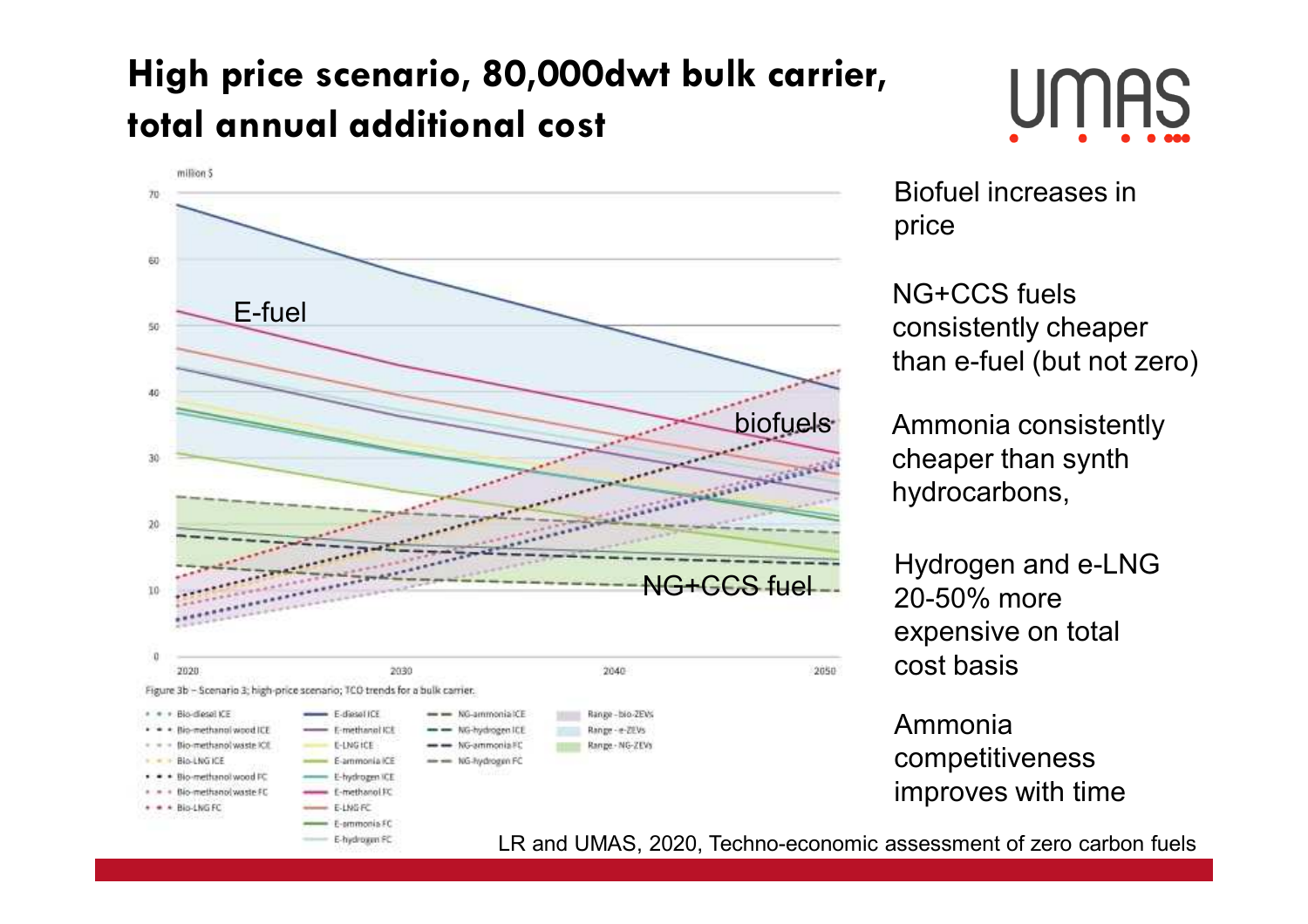# High price scenario, 80,000dwt bulk carrier, total annual additional cost

million $

Figure 3b – Scenario 3; high-price scenario; TCO trends for a bulk carrier.

Legend: Bio-diesel ICE, Bio-methanol wood ICE, Bio-methanol waste ICE, Bio-LNG ICE, Bio-methanol wood FC, Bio-methanol waste FC, Bio-LNG FC, E-diesel ICE, E-methanol ICE, E-LNG ICE, E-ammonia ICE, E-hydrogen ICE, E-methanol FC, E-LNG FC, E-ammonia FC, E-hydrogen FC, NG-ammonia ICE, NG-hydrogen ICE, NG-ammonia FC, NG-hydrogen FC, Range - bio-ZEVs, Range - e-ZEVs, Range - NG-ZEVs

Chart labels: E-fuel, biofuels, NG+CCS fuel

- Biofuel increases in price
- NG+CCS fuels consistently cheaper than e-fuel (but not zero)
- Ammonia consistently cheaper than synth hydrocarbons,
- Hydrogen and e-LNG 20-50% more expensive on total cost basis
- Ammonia competitiveness improves with time

LR and UMAS, 2020, Techno-economic assessment of zero carbon fuels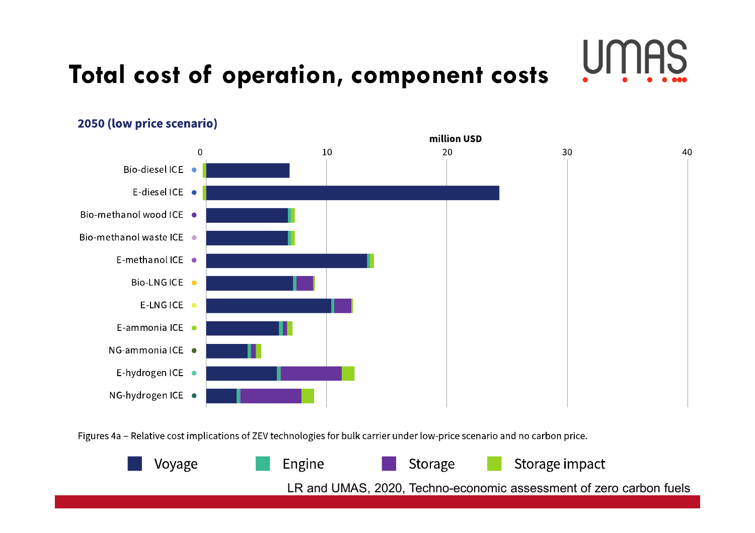# Total cost of operation, component costs

**2050 (low price scenario)**

million USD

Figures 4a – Relative cost implications of ZEV technologies for bulk carrier under low-price scenario and no carbon price.

Voyage | Engine | Storage | Storage impact

LR and UMAS, 2020, Techno-economic assessment of zero carbon fuels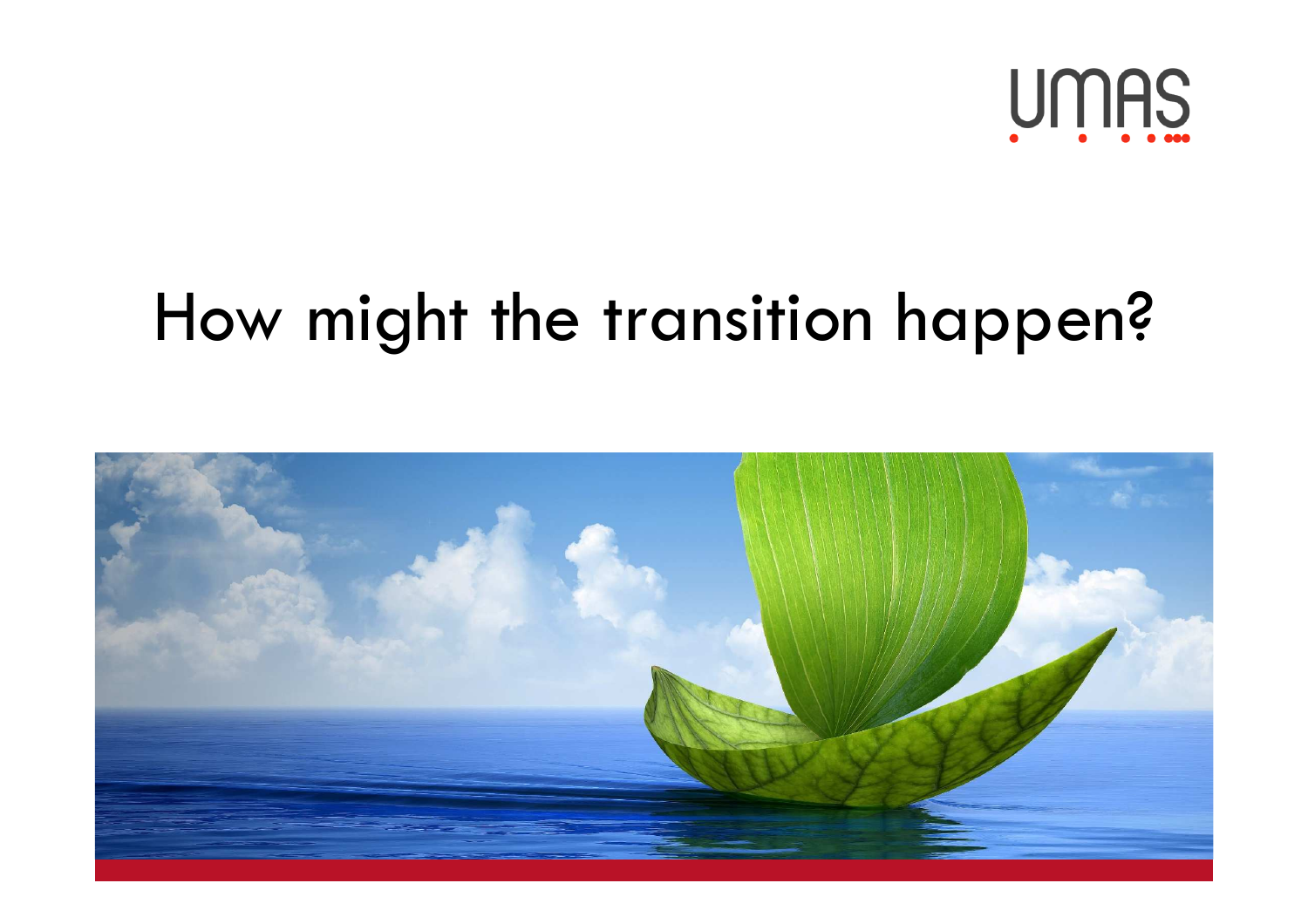# How might the transition happen?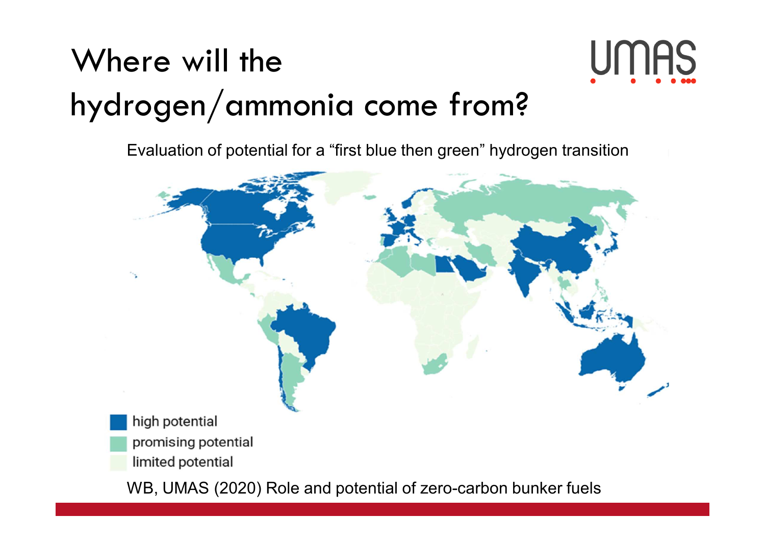# Where will the hydrogen/ammonia come from?

Evaluation of potential for a "first blue then green" hydrogen transition

- high potential
- promising potential
- limited potential

WB, UMAS (2020) Role and potential of zero-carbon bunker fuels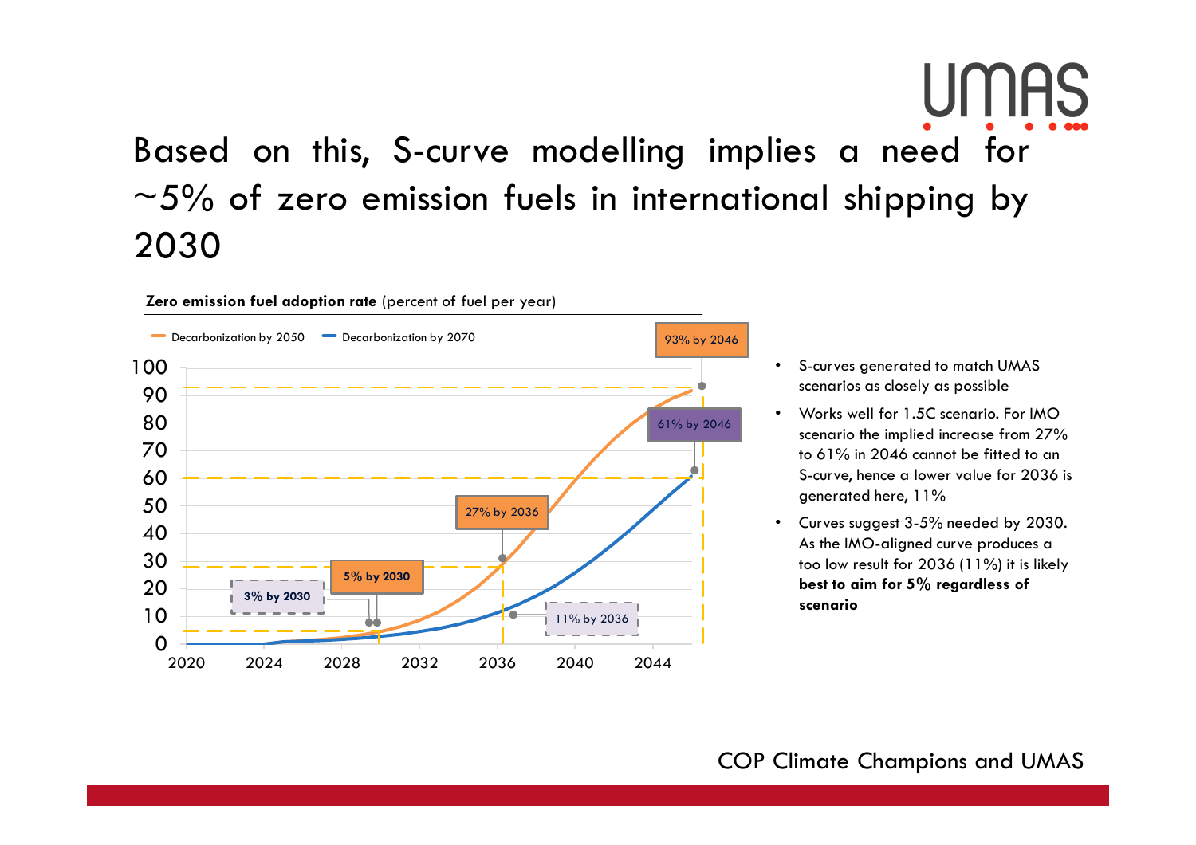# Based on this, S-curve modelling implies a need for ~5% of zero emission fuels in international shipping by 2030

**Zero emission fuel adoption rate** (percent of fuel per year)

Decarbonization by 2050 — Decarbonization by 2070

93% by 2046

61% by 2046

27% by 2036

5% by 2030

3% by 2030

11% by 2036

- S-curves generated to match UMAS scenarios as closely as possible
- Works well for 1.5C scenario. For IMO scenario the implied increase from 27% to 61% in 2046 cannot be fitted to an S-curve, hence a lower value for 2036 is generated here, 11%
- Curves suggest 3-5% needed by 2030. As the IMO-aligned curve produces a too low result for 2036 (11%) it is likely **best to aim for 5% regardless of scenario**

COP Climate Champions and UMAS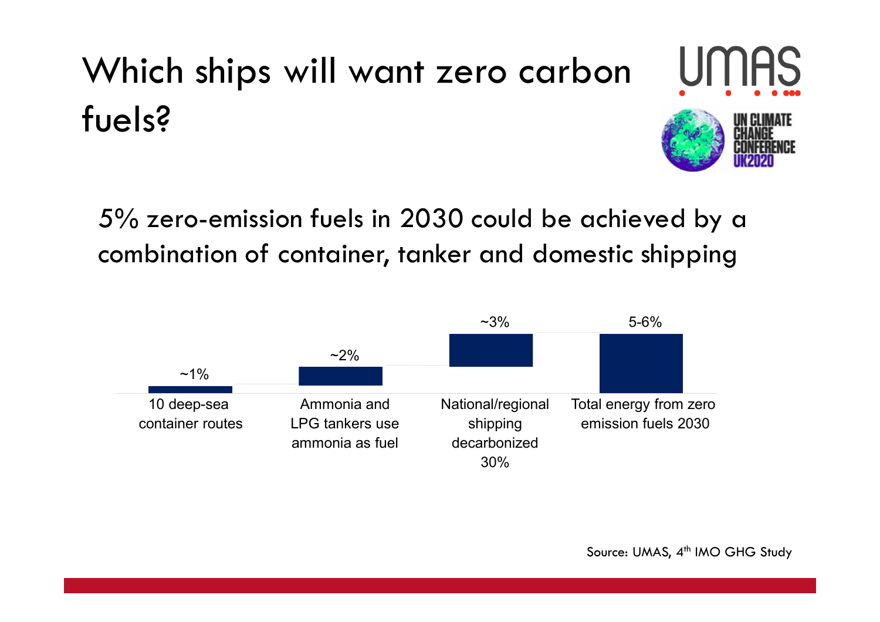# Which ships will want zero carbon fuels?

5% zero-emission fuels in 2030 could be achieved by a combination of container, tanker and domestic shipping

| 10 deep-sea container routes | Ammonia and LPG tankers use ammonia as fuel | National/regional shipping decarbonized 30% | Total energy from zero emission fuels 2030 |
|---|---|---|---|
| ~1% | ~2% | ~3% | 5-6% |

Source: UMAS, 4th IMO GHG Study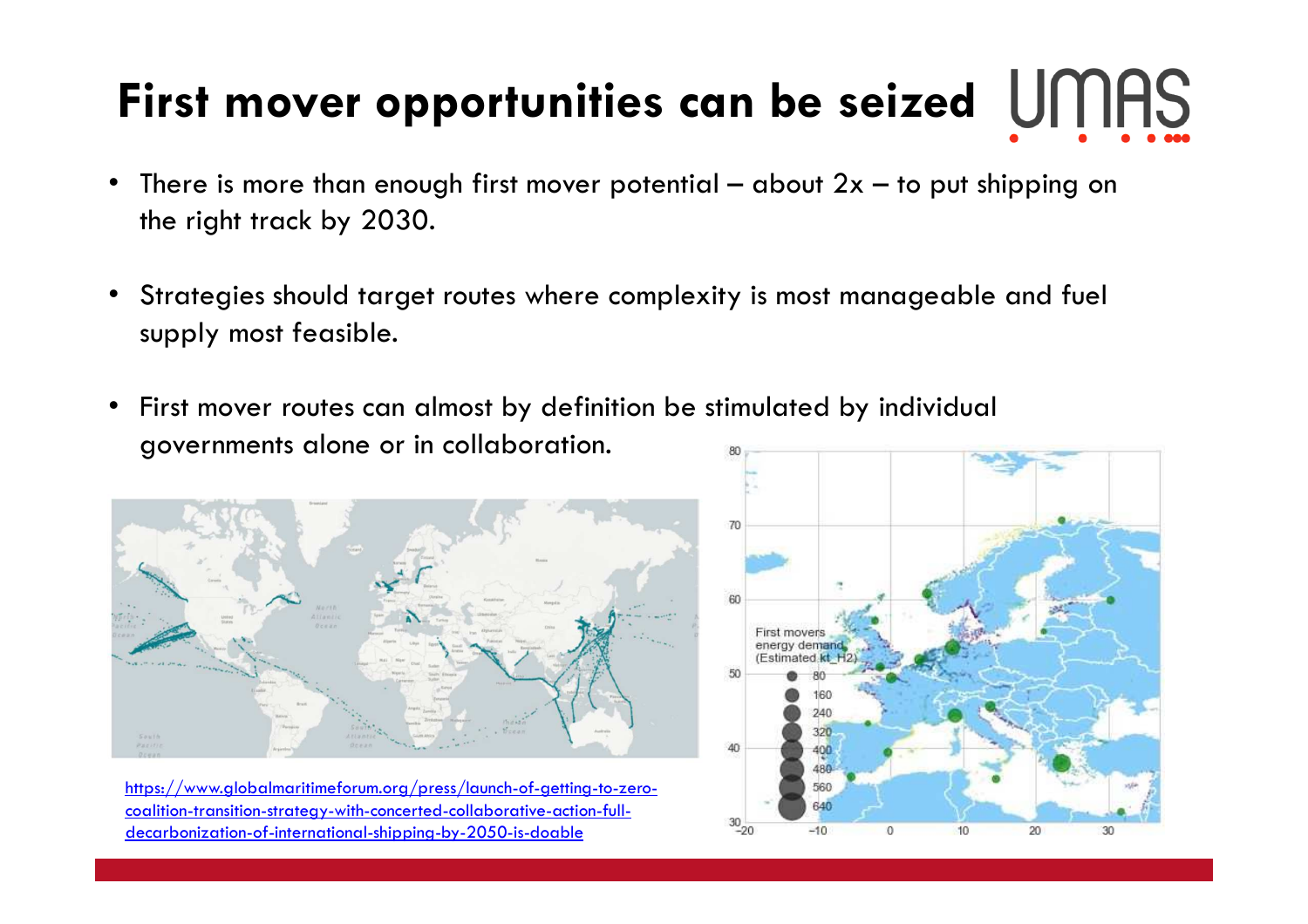# First mover opportunities can be seized

- There is more than enough first mover potential – about 2x – to put shipping on the right track by 2030.
- Strategies should target routes where complexity is most manageable and fuel supply most feasible.
- First mover routes can almost by definition be stimulated by individual governments alone or in collaboration.

https://www.globalmaritimeforum.org/press/launch-of-getting-to-zero-coalition-transition-strategy-with-concerted-collaborative-action-full-decarbonization-of-international-shipping-by-2050-is-doable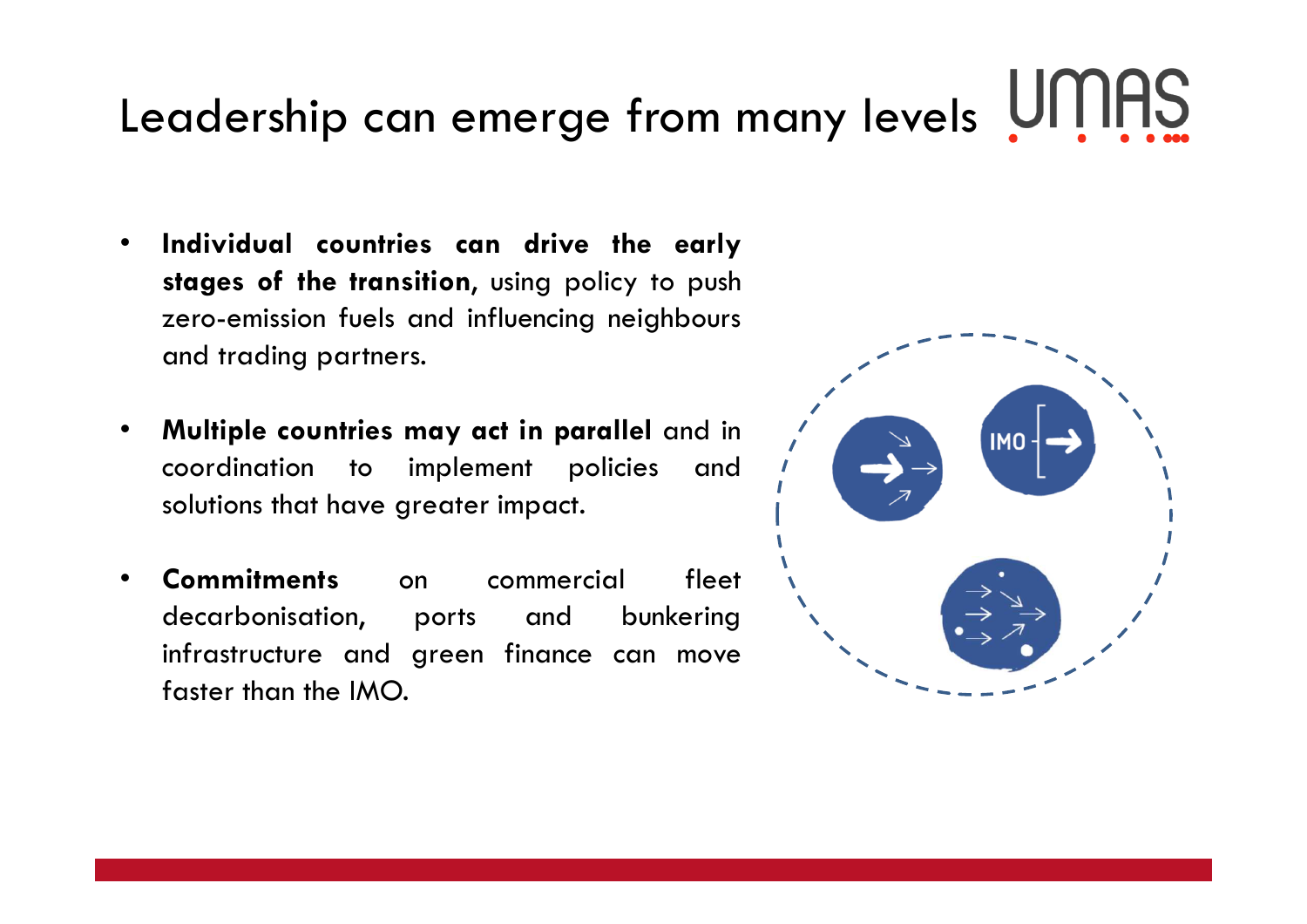# Leadership can emerge from many levels

- **Individual countries can drive the early stages of the transition,** using policy to push zero-emission fuels and influencing neighbours and trading partners.
- **Multiple countries may act in parallel** and in coordination to implement policies and solutions that have greater impact.
- **Commitments** on commercial fleet decarbonisation, ports and bunkering infrastructure and green finance can move faster than the IMO.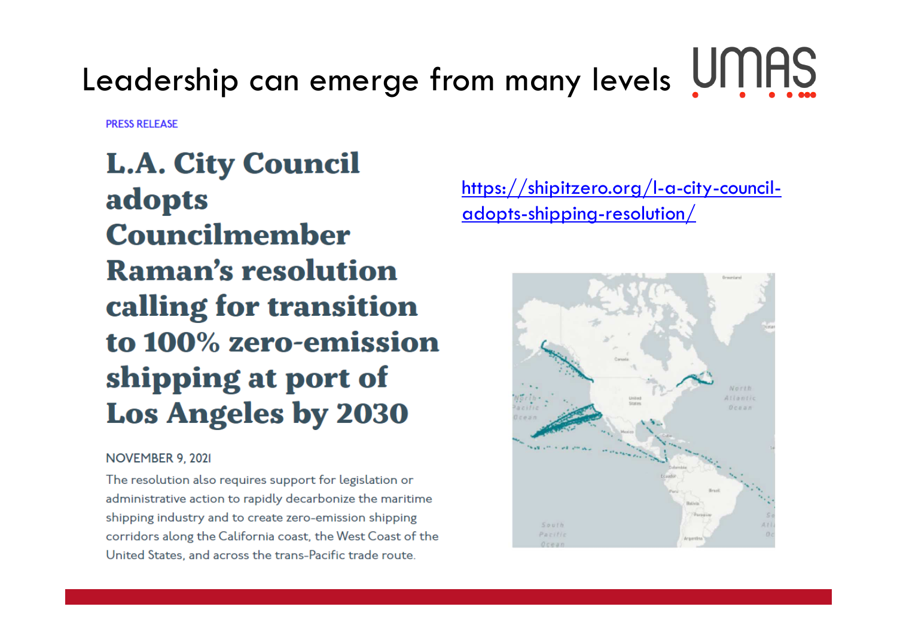# Leadership can emerge from many levels

PRESS RELEASE

## L.A. City Council adopts Councilmember Raman's resolution calling for transition to 100% zero-emission shipping at port of Los Angeles by 2030

NOVEMBER 9, 2021

The resolution also requires support for legislation or administrative action to rapidly decarbonize the maritime shipping industry and to create zero-emission shipping corridors along the California coast, the West Coast of the United States, and across the trans-Pacific trade route.

https://shipitzero.org/l-a-city-council-adopts-shipping-resolution/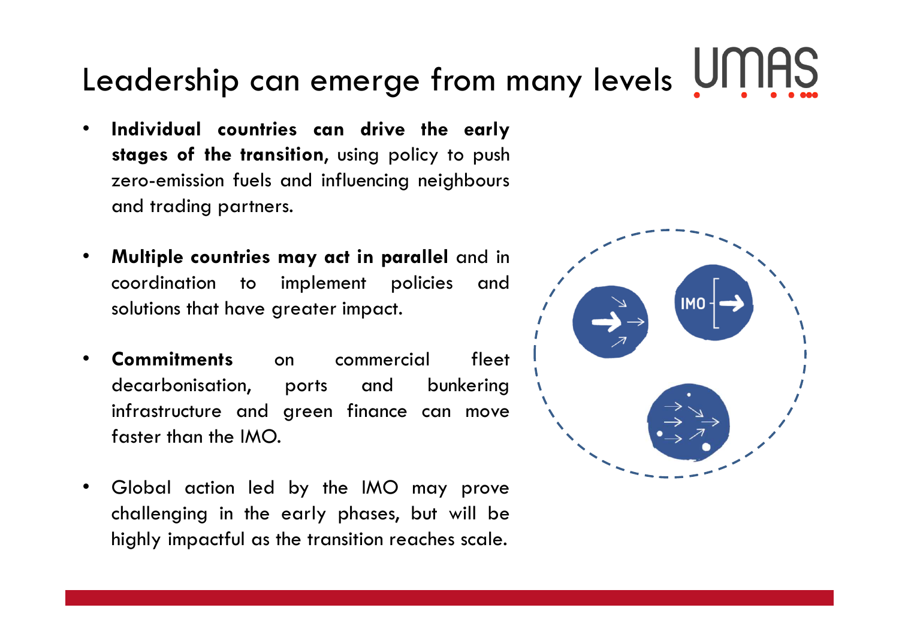# Leadership can emerge from many levels

- **Individual countries can drive the early stages of the transition,** using policy to push zero-emission fuels and influencing neighbours and trading partners.
- **Multiple countries may act in parallel** and in coordination to implement policies and solutions that have greater impact.
- **Commitments** on commercial fleet decarbonisation, ports and bunkering infrastructure and green finance can move faster than the IMO.
- Global action led by the IMO may prove challenging in the early phases, but will be highly impactful as the transition reaches scale.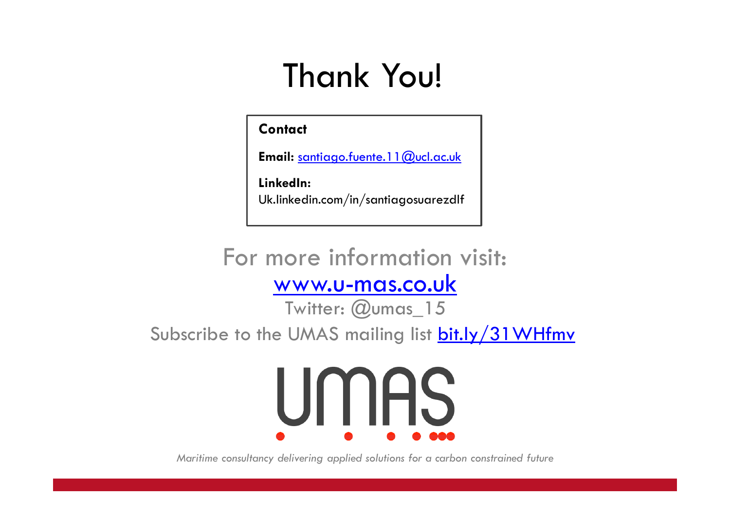# Thank You!

**Contact**

**Email:** santiago.fuente.11@ucl.ac.uk

**LinkedIn:**
Uk.linkedin.com/in/santiagosuarezdlf

For more information visit:

www.u-mas.co.uk

Twitter: @umas_15

Subscribe to the UMAS mailing list bit.ly/31WHfmv

UMAS

*Maritime consultancy delivering applied solutions for a carbon constrained future*